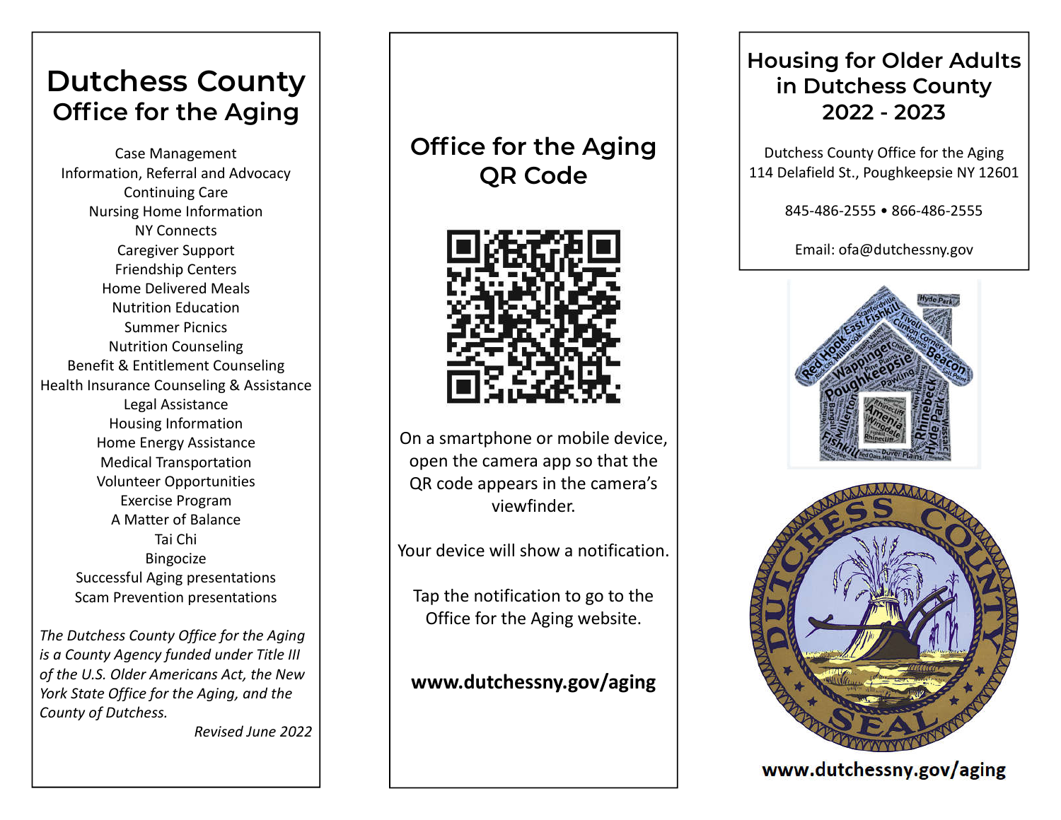# Dutchess County Office for the Aging

Case Management
Information, Referral and Advocacy
Continuing Care
Nursing Home Information
NY Connects
Caregiver Support
Friendship Centers
Home Delivered Meals
Nutrition Education
Summer Picnics
Nutrition Counseling
Benefit & Entitlement Counseling
Health Insurance Counseling & Assistance
Legal Assistance
Housing Information
Home Energy Assistance
Medical Transportation
Volunteer Opportunities
Exercise Program
A Matter of Balance
Tai Chi
Bingocize
Successful Aging presentations
Scam Prevention presentations

*The Dutchess County Office for the Aging is a County Agency funded under Title III of the U.S. Older Americans Act, the New York State Office for the Aging, and the County of Dutchess.*

*Revised June 2022*

## Office for the Aging QR Code

On a smartphone or mobile device, open the camera app so that the QR code appears in the camera's viewfinder.

Your device will show a notification.

Tap the notification to go to the Office for the Aging website.

**www.dutchessny.gov/aging**

# Housing for Older Adults in Dutchess County 2022 - 2023

Dutchess County Office for the Aging
114 Delafield St., Poughkeepsie NY 12601

845-486-2555 • 866-486-2555

Email: ofa@dutchessny.gov

**www.dutchessny.gov/aging**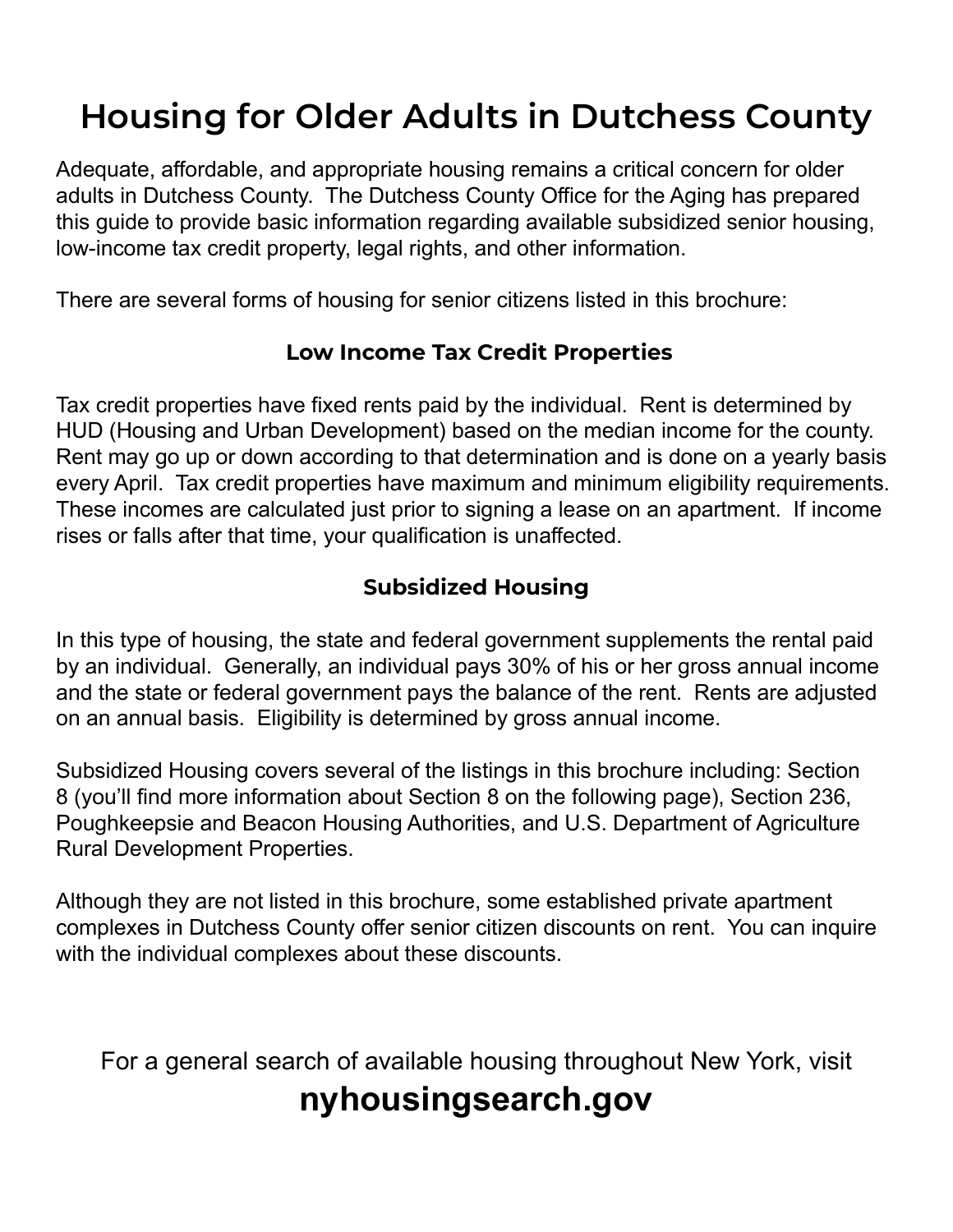# Housing for Older Adults in Dutchess County

Adequate, affordable, and appropriate housing remains a critical concern for older adults in Dutchess County. The Dutchess County Office for the Aging has prepared this guide to provide basic information regarding available subsidized senior housing, low-income tax credit property, legal rights, and other information.

There are several forms of housing for senior citizens listed in this brochure:

### Low Income Tax Credit Properties

Tax credit properties have fixed rents paid by the individual. Rent is determined by HUD (Housing and Urban Development) based on the median income for the county. Rent may go up or down according to that determination and is done on a yearly basis every April. Tax credit properties have maximum and minimum eligibility requirements. These incomes are calculated just prior to signing a lease on an apartment. If income rises or falls after that time, your qualification is unaffected.

### Subsidized Housing

In this type of housing, the state and federal government supplements the rental paid by an individual. Generally, an individual pays 30% of his or her gross annual income and the state or federal government pays the balance of the rent. Rents are adjusted on an annual basis. Eligibility is determined by gross annual income.

Subsidized Housing covers several of the listings in this brochure including: Section 8 (you'll find more information about Section 8 on the following page), Section 236, Poughkeepsie and Beacon Housing Authorities, and U.S. Department of Agriculture Rural Development Properties.

Although they are not listed in this brochure, some established private apartment complexes in Dutchess County offer senior citizen discounts on rent. You can inquire with the individual complexes about these discounts.

For a general search of available housing throughout New York, visit

**nyhousingsearch.gov**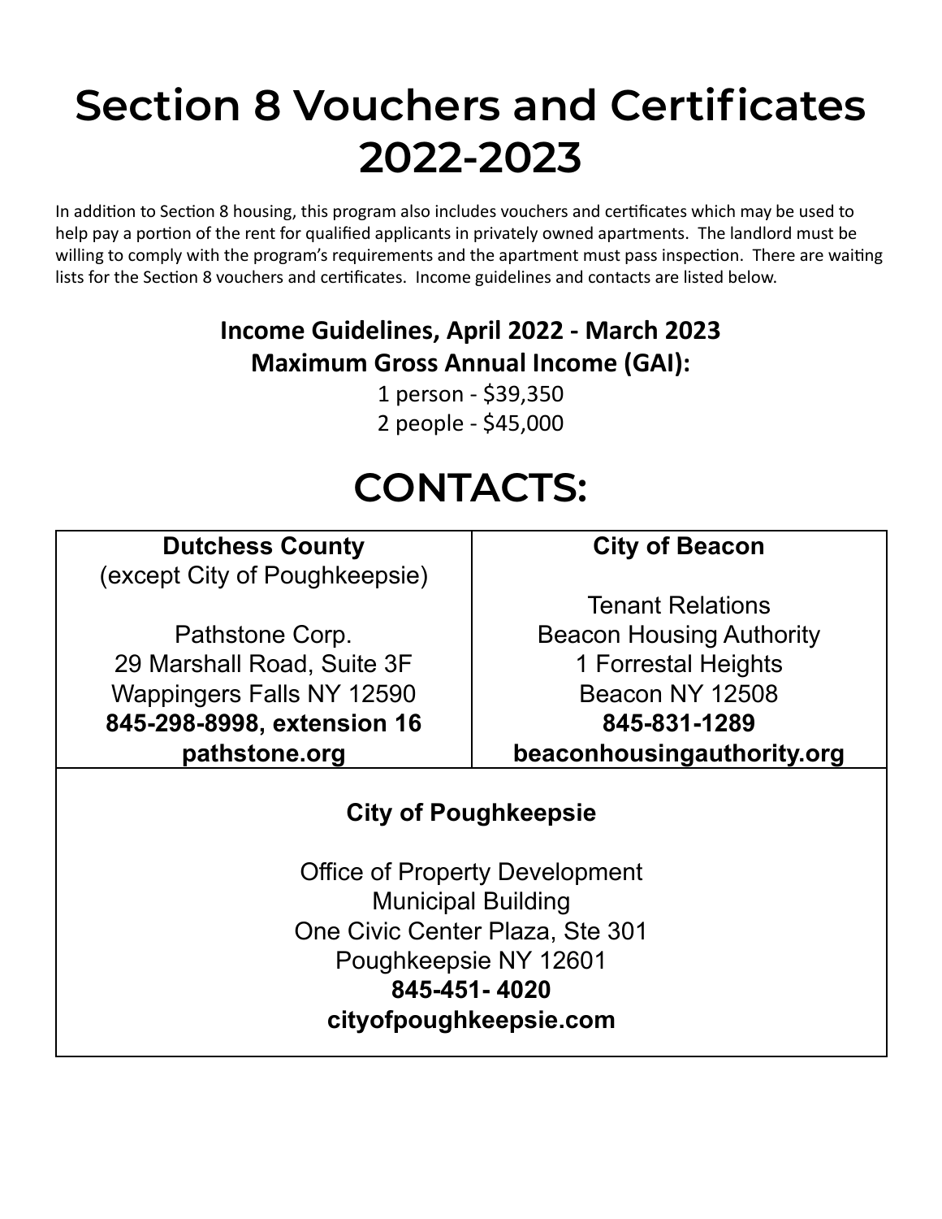# Section 8 Vouchers and Certificates 2022-2023

In addition to Section 8 housing, this program also includes vouchers and certificates which may be used to help pay a portion of the rent for qualified applicants in privately owned apartments. The landlord must be willing to comply with the program's requirements and the apartment must pass inspection. There are waiting lists for the Section 8 vouchers and certificates. Income guidelines and contacts are listed below.

**Income Guidelines, April 2022 - March 2023**
**Maximum Gross Annual Income (GAI):**

1 person - $39,350
2 people - $45,000

## CONTACTS:

| | |
|---|---|
| **Dutchess County**<br>(except City of Poughkeepsie)<br><br>Pathstone Corp.<br>29 Marshall Road, Suite 3F<br>Wappingers Falls NY 12590<br>**845-298-8998, extension 16**<br>**pathstone.org** | **City of Beacon**<br><br>Tenant Relations<br>Beacon Housing Authority<br>1 Forrestal Heights<br>Beacon NY 12508<br>**845-831-1289**<br>**beaconhousingauthority.org** |
| **City of Poughkeepsie**<br><br>Office of Property Development<br>Municipal Building<br>One Civic Center Plaza, Ste 301<br>Poughkeepsie NY 12601<br>**845-451- 4020**<br>**cityofpoughkeepsie.com** | |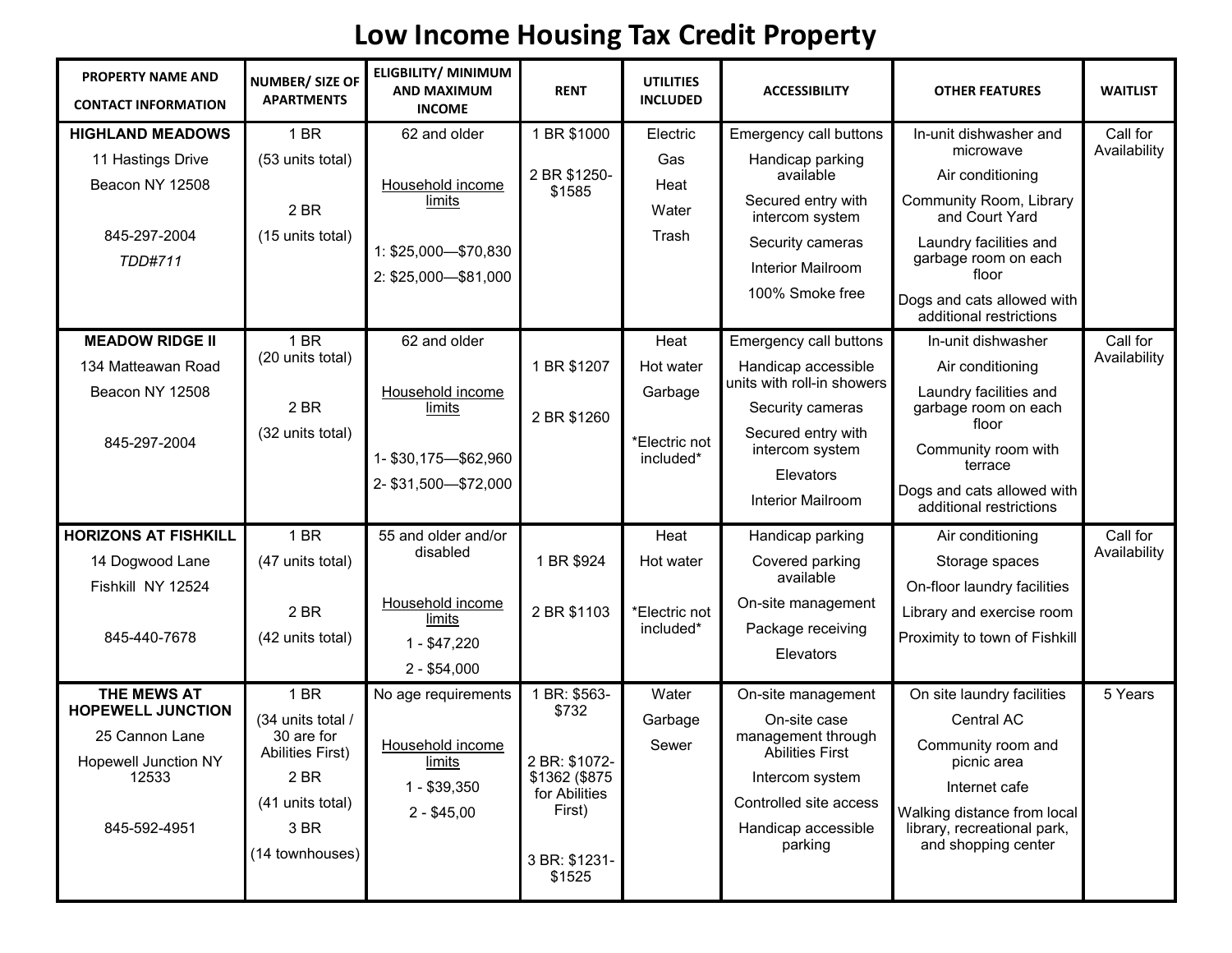# Low Income Housing Tax Credit Property

| PROPERTY NAME AND CONTACT INFORMATION | NUMBER/ SIZE OF APARTMENTS | ELIGBILITY/ MINIMUM AND MAXIMUM INCOME | RENT | UTILITIES INCLUDED | ACCESSIBILITY | OTHER FEATURES | WAITLIST |
|---|---|---|---|---|---|---|---|
| **HIGHLAND MEADOWS**<br>11 Hastings Drive<br>Beacon NY 12508<br><br>845-297-2004<br>*TDD#711* | 1 BR<br>(53 units total)<br><br>2 BR<br>(15 units total) | 62 and older<br><br>Household income limits<br><br>1: $25,000—$70,830<br>2: $25,000—$81,000 | 1 BR $1000<br><br>2 BR $1250-$1585 | Electric<br>Gas<br>Heat<br>Water<br>Trash | Emergency call buttons<br>Handicap parking available<br>Secured entry with intercom system<br>Security cameras<br>Interior Mailroom<br>100% Smoke free | In-unit dishwasher and microwave<br>Air conditioning<br>Community Room, Library and Court Yard<br>Laundry facilities and garbage room on each floor<br>Dogs and cats allowed with additional restrictions | Call for Availability |
| **MEADOW RIDGE II**<br>134 Matteawan Road<br>Beacon NY 12508<br><br>845-297-2004 | 1 BR<br>(20 units total)<br><br>2 BR<br>(32 units total) | 62 and older<br><br>Household income limits<br><br>1- $30,175—$62,960<br>2- $31,500—$72,000 | 1 BR $1207<br><br>2 BR $1260 | Heat<br>Hot water<br>Garbage<br><br>*Electric not included* | Emergency call buttons<br>Handicap accessible units with roll-in showers<br>Security cameras<br>Secured entry with intercom system<br>Elevators<br>Interior Mailroom | In-unit dishwasher<br>Air conditioning<br>Laundry facilities and garbage room on each floor<br>Community room with terrace<br>Dogs and cats allowed with additional restrictions | Call for Availability |
| **HORIZONS AT FISHKILL**<br>14 Dogwood Lane<br>Fishkill NY 12524<br><br>845-440-7678 | 1 BR<br>(47 units total)<br><br>2 BR<br>(42 units total) | 55 and older and/or disabled<br><br>Household income limits<br>1 - $47,220<br>2 - $54,000 | 1 BR $924<br><br>2 BR $1103 | Heat<br>Hot water<br><br>*Electric not included* | Handicap parking<br>Covered parking available<br>On-site management<br>Package receiving<br>Elevators | Air conditioning<br>Storage spaces<br>On-floor laundry facilities<br>Library and exercise room<br>Proximity to town of Fishkill | Call for Availability |
| **THE MEWS AT HOPEWELL JUNCTION**<br>25 Cannon Lane<br>Hopewell Junction NY 12533<br><br>845-592-4951 | 1 BR<br>(34 units total / 30 are for Abilities First)<br>2 BR<br>(41 units total)<br>3 BR<br>(14 townhouses) | No age requirements<br><br>Household income limits<br>1 - $39,350<br>2 - $45,00 | 1 BR: $563-$732<br><br>2 BR: $1072-$1362 ($875 for Abilities First)<br><br>3 BR: $1231-$1525 | Water<br>Garbage<br>Sewer | On-site management<br>On-site case management through Abilities First<br>Intercom system<br>Controlled site access<br>Handicap accessible parking | On site laundry facilities<br>Central AC<br>Community room and picnic area<br>Internet cafe<br>Walking distance from local library, recreational park, and shopping center | 5 Years |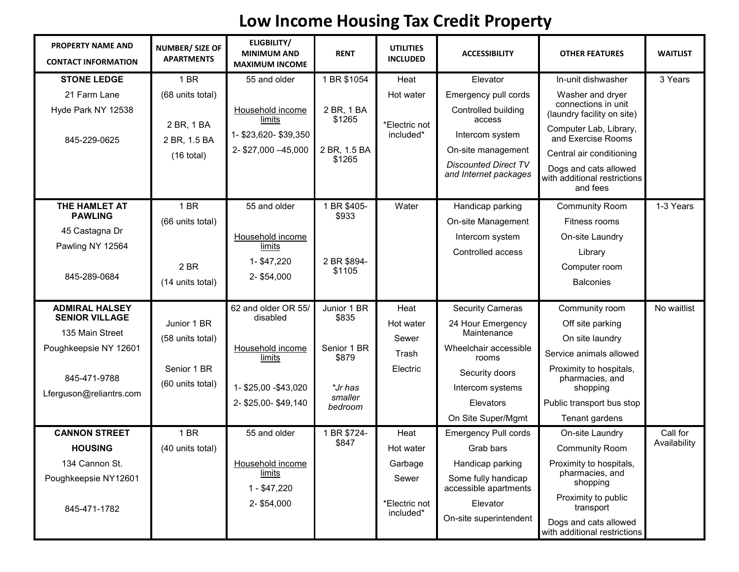# Low Income Housing Tax Credit Property

| PROPERTY NAME AND CONTACT INFORMATION | NUMBER/ SIZE OF APARTMENTS | ELIGBILITY/ MINIMUM AND MAXIMUM INCOME | RENT | UTILITIES INCLUDED | ACCESSIBILITY | OTHER FEATURES | WAITLIST |
|---|---|---|---|---|---|---|---|
| **STONE LEDGE**<br>21 Farm Lane<br>Hyde Park NY 12538<br><br>845-229-0625 | 1 BR<br>(68 units total)<br><br>2 BR, 1 BA<br>2 BR, 1.5 BA<br>(16 total) | 55 and older<br><br><u>Household income limits</u><br>1- $23,620- $39,350<br>2- $27,000 –45,000 | 1 BR $1054<br><br>2 BR, 1 BA $1265<br><br>2 BR, 1.5 BA $1265 | Heat<br>Hot water<br><br>*Electric not included* | Elevator<br>Emergency pull cords<br>Controlled building access<br>Intercom system<br>On-site management<br>*Discounted Direct TV and Internet packages* | In-unit dishwasher<br>Washer and dryer connections in unit (laundry facility on site)<br>Computer Lab, Library, and Exercise Rooms<br>Central air conditioning<br>Dogs and cats allowed with additional restrictions and fees | 3 Years |
| **THE HAMLET AT PAWLING**<br>45 Castagna Dr<br>Pawling NY 12564<br><br>845-289-0684 | 1 BR<br>(66 units total)<br><br>2 BR<br>(14 units total) | 55 and older<br><br><u>Household income limits</u><br>1- $47,220<br>2- $54,000 | 1 BR $405-$933<br><br>2 BR $894-$1105 | Water | Handicap parking<br>On-site Management<br>Intercom system<br>Controlled access | Community Room<br>Fitness rooms<br>On-site Laundry<br>Library<br>Computer room<br>Balconies | 1-3 Years |
| **ADMIRAL HALSEY SENIOR VILLAGE**<br>135 Main Street<br>Poughkeepsie NY 12601<br><br>845-471-9788<br>Lferguson@reliantrs.com | Junior 1 BR<br>(58 units total)<br><br>Senior 1 BR<br>(60 units total) | 62 and older OR 55/ disabled<br><br><u>Household income limits</u><br><br>1- $25,00 -$43,020<br>2- $25,00- $49,140 | Junior 1 BR $835<br><br>Senior 1 BR $879<br><br>*\*Jr has smaller bedroom* | Heat<br>Hot water<br>Sewer<br>Trash<br>Electric | Security Cameras<br>24 Hour Emergency Maintenance<br>Wheelchair accessible rooms<br>Security doors<br>Intercom systems<br>Elevators<br>On Site Super/Mgmt | Community room<br>Off site parking<br>On site laundry<br>Service animals allowed<br>Proximity to hospitals, pharmacies, and shopping<br>Public transport bus stop<br>Tenant gardens | No waitlist |
| **CANNON STREET HOUSING**<br>134 Cannon St.<br>Poughkeepsie NY12601<br><br>845-471-1782 | 1 BR<br>(40 units total) | 55 and older<br><br><u>Household income limits</u><br>1 - $47,220<br>2- $54,000 | 1 BR $724-$847 | Heat<br>Hot water<br>Garbage<br>Sewer<br><br>*Electric not included* | Emergency Pull cords<br>Grab bars<br>Handicap parking<br>Some fully handicap accessible apartments<br>Elevator<br>On-site superintendent | On-site Laundry<br>Community Room<br>Proximity to hospitals, pharmacies, and shopping<br>Proximity to public transport<br>Dogs and cats allowed with additional restrictions | Call for Availability |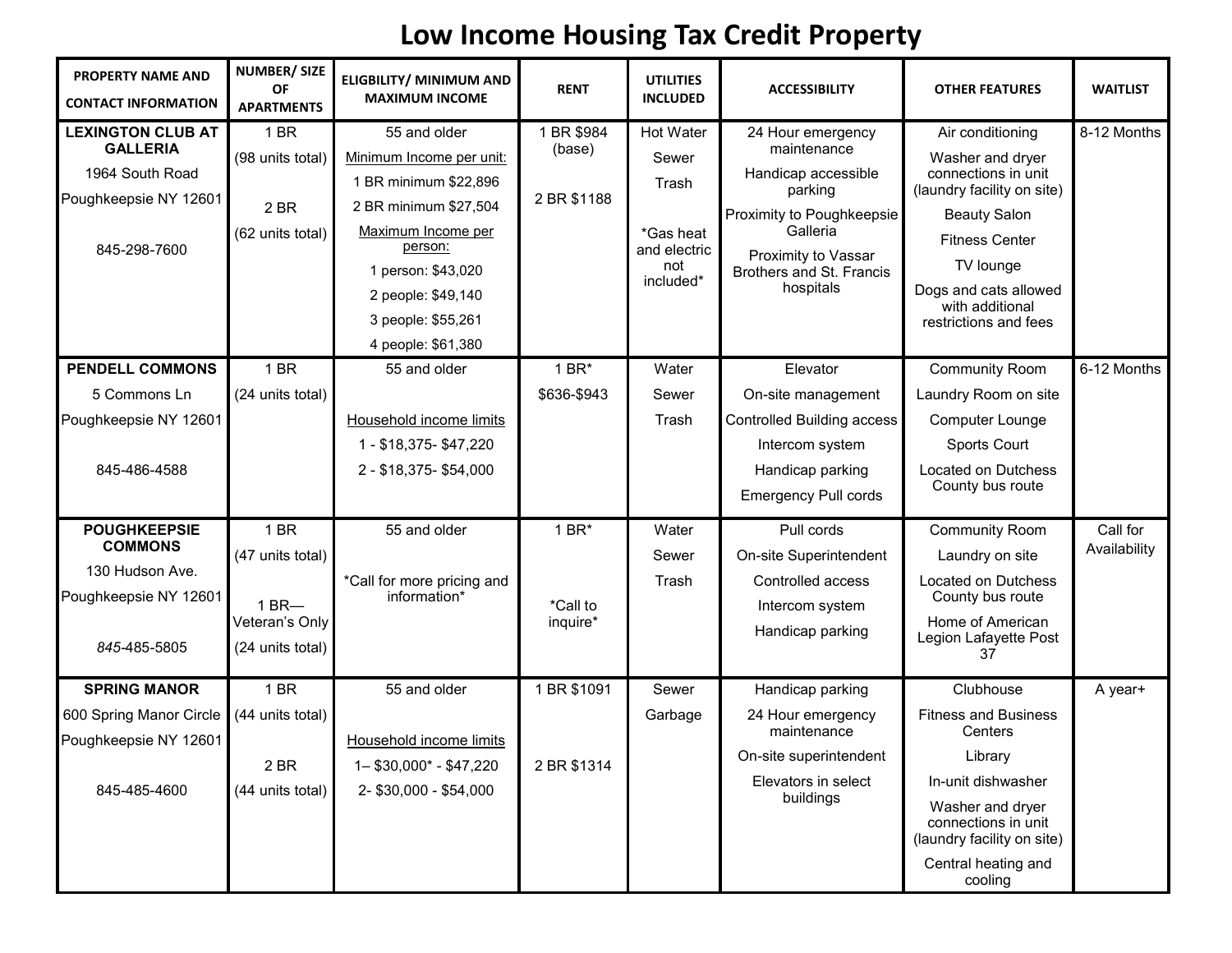# Low Income Housing Tax Credit Property

| PROPERTY NAME AND CONTACT INFORMATION | NUMBER/ SIZE OF APARTMENTS | ELIGBILITY/ MINIMUM AND MAXIMUM INCOME | RENT | UTILITIES INCLUDED | ACCESSIBILITY | OTHER FEATURES | WAITLIST |
|---|---|---|---|---|---|---|---|
| **LEXINGTON CLUB AT GALLERIA**<br>1964 South Road<br>Poughkeepsie NY 12601<br><br>845-298-7600 | 1 BR<br>(98 units total)<br><br>2 BR<br>(62 units total) | 55 and older<br>Minimum Income per unit:<br>1 BR minimum $22,896<br>2 BR minimum $27,504<br>Maximum Income per person:<br>1 person: $43,020<br>2 people: $49,140<br>3 people: $55,261<br>4 people: $61,380 | 1 BR $984 (base)<br><br>2 BR $1188 | Hot Water<br>Sewer<br>Trash<br><br>*Gas heat and electric not included* | 24 Hour emergency maintenance<br>Handicap accessible parking<br>Proximity to Poughkeepsie Galleria<br>Proximity to Vassar Brothers and St. Francis hospitals | Air conditioning<br>Washer and dryer connections in unit (laundry facility on site)<br>Beauty Salon<br>Fitness Center<br>TV lounge<br>Dogs and cats allowed with additional restrictions and fees | 8-12 Months |
| **PENDELL COMMONS**<br>5 Commons Ln<br>Poughkeepsie NY 12601<br><br>845-486-4588 | 1 BR<br>(24 units total) | 55 and older<br><br>Household income limits<br>1 - $18,375- $47,220<br>2 - $18,375- $54,000 | 1 BR*<br>$636-$943 | Water<br>Sewer<br>Trash | Elevator<br>On-site management<br>Controlled Building access<br>Intercom system<br>Handicap parking<br>Emergency Pull cords | Community Room<br>Laundry Room on site<br>Computer Lounge<br>Sports Court<br>Located on Dutchess County bus route | 6-12 Months |
| **POUGHKEEPSIE COMMONS**<br>130 Hudson Ave.<br>Poughkeepsie NY 12601<br><br>*845*-485-5805 | 1 BR<br>(47 units total)<br><br>1 BR—Veteran's Only<br>(24 units total) | 55 and older<br><br>*Call for more pricing and information* | 1 BR*<br><br>*Call to inquire* | Water<br>Sewer<br>Trash | Pull cords<br>On-site Superintendent<br>Controlled access<br>Intercom system<br>Handicap parking | Community Room<br>Laundry on site<br>Located on Dutchess County bus route<br>Home of American Legion Lafayette Post 37 | Call for Availability |
| **SPRING MANOR**<br>600 Spring Manor Circle<br>Poughkeepsie NY 12601<br><br>845-485-4600 | 1 BR<br>(44 units total)<br><br>2 BR<br>(44 units total) | 55 and older<br><br>Household income limits<br>1– $30,000* - $47,220<br>2- $30,000 - $54,000 | 1 BR $1091<br><br>2 BR $1314 | Sewer<br>Garbage | Handicap parking<br>24 Hour emergency maintenance<br>On-site superintendent<br>Elevators in select buildings | Clubhouse<br>Fitness and Business Centers<br>Library<br>In-unit dishwasher<br>Washer and dryer connections in unit (laundry facility on site)<br>Central heating and cooling | A year+ |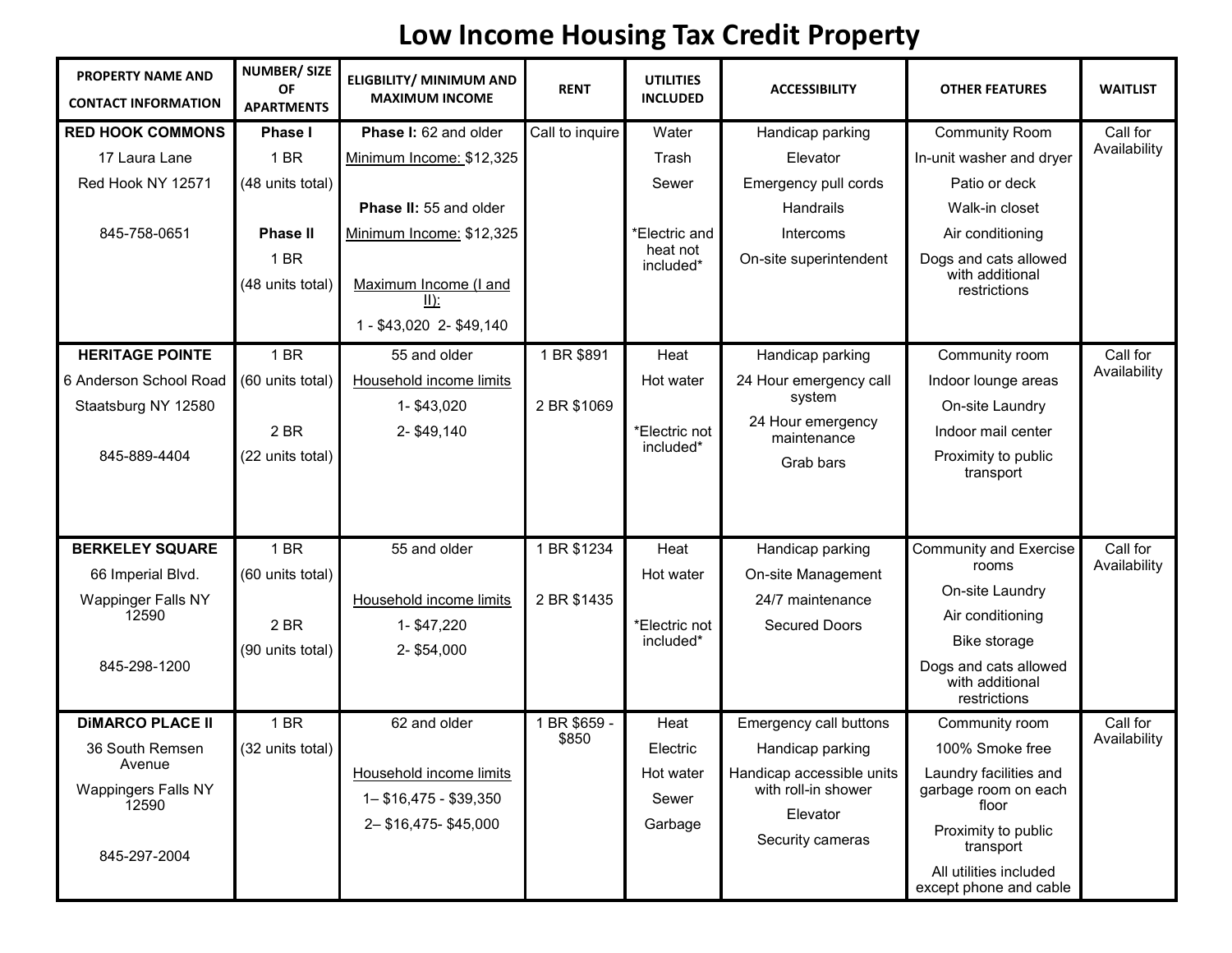# Low Income Housing Tax Credit Property

| PROPERTY NAME AND CONTACT INFORMATION | NUMBER/ SIZE OF APARTMENTS | ELIGBILITY/ MINIMUM AND MAXIMUM INCOME | RENT | UTILITIES INCLUDED | ACCESSIBILITY | OTHER FEATURES | WAITLIST |
|---|---|---|---|---|---|---|---|
| **RED HOOK COMMONS**<br>17 Laura Lane<br>Red Hook NY 12571<br><br>845-758-0651 | **Phase I**<br>1 BR<br>(48 units total)<br><br>**Phase II**<br>1 BR<br>(48 units total) | **Phase I:** 62 and older<br>Minimum Income: $12,325<br><br>**Phase II:** 55 and older<br>Minimum Income: $12,325<br><br>Maximum Income (I and II):<br>1 - $43,020 2- $49,140 | Call to inquire | Water<br>Trash<br>Sewer<br><br>*Electric and heat not included* | Handicap parking<br>Elevator<br>Emergency pull cords<br>Handrails<br>Intercoms<br>On-site superintendent | Community Room<br>In-unit washer and dryer<br>Patio or deck<br>Walk-in closet<br>Air conditioning<br>Dogs and cats allowed with additional restrictions | Call for Availability |
| **HERITAGE POINTE**<br>6 Anderson School Road<br>Staatsburg NY 12580<br><br>845-889-4404 | 1 BR<br>(60 units total)<br><br>2 BR<br>(22 units total) | 55 and older<br>Household income limits<br>1- $43,020<br>2- $49,140 | 1 BR $891<br><br>2 BR $1069 | Heat<br>Hot water<br><br>*Electric not included* | Handicap parking<br>24 Hour emergency call system<br>24 Hour emergency maintenance<br>Grab bars | Community room<br>Indoor lounge areas<br>On-site Laundry<br>Indoor mail center<br>Proximity to public transport | Call for Availability |
| **BERKELEY SQUARE**<br>66 Imperial Blvd.<br>Wappinger Falls NY 12590<br><br>845-298-1200 | 1 BR<br>(60 units total)<br><br>2 BR<br>(90 units total) | 55 and older<br><br>Household income limits<br>1- $47,220<br>2- $54,000 | 1 BR $1234<br><br>2 BR $1435 | Heat<br>Hot water<br><br>*Electric not included* | Handicap parking<br>On-site Management<br>24/7 maintenance<br>Secured Doors | Community and Exercise rooms<br>On-site Laundry<br>Air conditioning<br>Bike storage<br>Dogs and cats allowed with additional restrictions | Call for Availability |
| **DiMARCO PLACE II**<br>36 South Remsen Avenue<br>Wappingers Falls NY 12590<br><br>845-297-2004 | 1 BR<br>(32 units total) | 62 and older<br><br>Household income limits<br>1– $16,475 - $39,350<br>2– $16,475- $45,000 | 1 BR $659 - $850 | Heat<br>Electric<br>Hot water<br>Sewer<br>Garbage | Emergency call buttons<br>Handicap parking<br>Handicap accessible units with roll-in shower<br>Elevator<br>Security cameras | Community room<br>100% Smoke free<br>Laundry facilities and garbage room on each floor<br>Proximity to public transport<br>All utilities included except phone and cable | Call for Availability |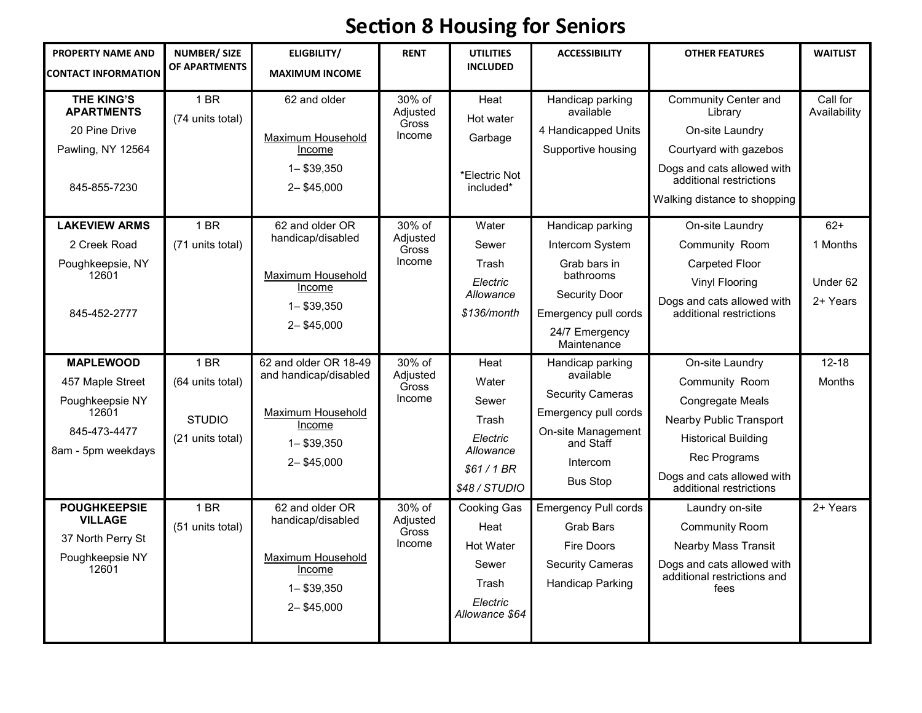# Section 8 Housing for Seniors

| PROPERTY NAME AND CONTACT INFORMATION | NUMBER/ SIZE OF APARTMENTS | ELIGBILITY/ MAXIMUM INCOME | RENT | UTILITIES INCLUDED | ACCESSIBILITY | OTHER FEATURES | WAITLIST |
|---|---|---|---|---|---|---|---|
| **THE KING'S APARTMENTS**<br>20 Pine Drive<br>Pawling, NY 12564<br><br>845-855-7230 | 1 BR<br>(74 units total) | 62 and older<br><br>Maximum Household Income<br>1– $39,350<br>2– $45,000 | 30% of Adjusted Gross Income | Heat<br>Hot water<br>Garbage<br><br>*Electric Not included* | Handicap parking available<br>4 Handicapped Units<br>Supportive housing | Community Center and Library<br>On-site Laundry<br>Courtyard with gazebos<br>Dogs and cats allowed with additional restrictions<br>Walking distance to shopping | Call for Availability |
| **LAKEVIEW ARMS**<br>2 Creek Road<br>Poughkeepsie, NY 12601<br><br>845-452-2777 | 1 BR<br>(71 units total) | 62 and older OR handicap/disabled<br><br>Maximum Household Income<br>1– $39,350<br>2– $45,000 | 30% of Adjusted Gross Income | Water<br>Sewer<br>Trash<br>*Electric Allowance*<br>*$136/month* | Handicap parking<br>Intercom System<br>Grab bars in bathrooms<br>Security Door<br>Emergency pull cords<br>24/7 Emergency Maintenance | On-site Laundry<br>Community Room<br>Carpeted Floor<br>Vinyl Flooring<br>Dogs and cats allowed with additional restrictions | 62+<br>1 Months<br><br>Under 62<br>2+ Years |
| **MAPLEWOOD**<br>457 Maple Street<br>Poughkeepsie NY 12601<br>845-473-4477<br>8am - 5pm weekdays | 1 BR<br>(64 units total)<br><br>STUDIO<br>(21 units total) | 62 and older OR 18-49 and handicap/disabled<br><br>Maximum Household Income<br>1– $39,350<br>2– $45,000 | 30% of Adjusted Gross Income | Heat<br>Water<br>Sewer<br>Trash<br>*Electric Allowance*<br>*$61 / 1 BR*<br>*$48 / STUDIO* | Handicap parking available<br>Security Cameras<br>Emergency pull cords<br>On-site Management and Staff<br>Intercom<br>Bus Stop | On-site Laundry<br>Community Room<br>Congregate Meals<br>Nearby Public Transport<br>Historical Building<br>Rec Programs<br>Dogs and cats allowed with additional restrictions | 12-18 Months |
| **POUGHKEEPSIE VILLAGE**<br>37 North Perry St<br>Poughkeepsie NY 12601 | 1 BR<br>(51 units total) | 62 and older OR handicap/disabled<br><br>Maximum Household Income<br>1– $39,350<br>2– $45,000 | 30% of Adjusted Gross Income | Cooking Gas<br>Heat<br>Hot Water<br>Sewer<br>Trash<br>*Electric Allowance $64* | Emergency Pull cords<br>Grab Bars<br>Fire Doors<br>Security Cameras<br>Handicap Parking | Laundry on-site<br>Community Room<br>Nearby Mass Transit<br>Dogs and cats allowed with additional restrictions and fees | 2+ Years |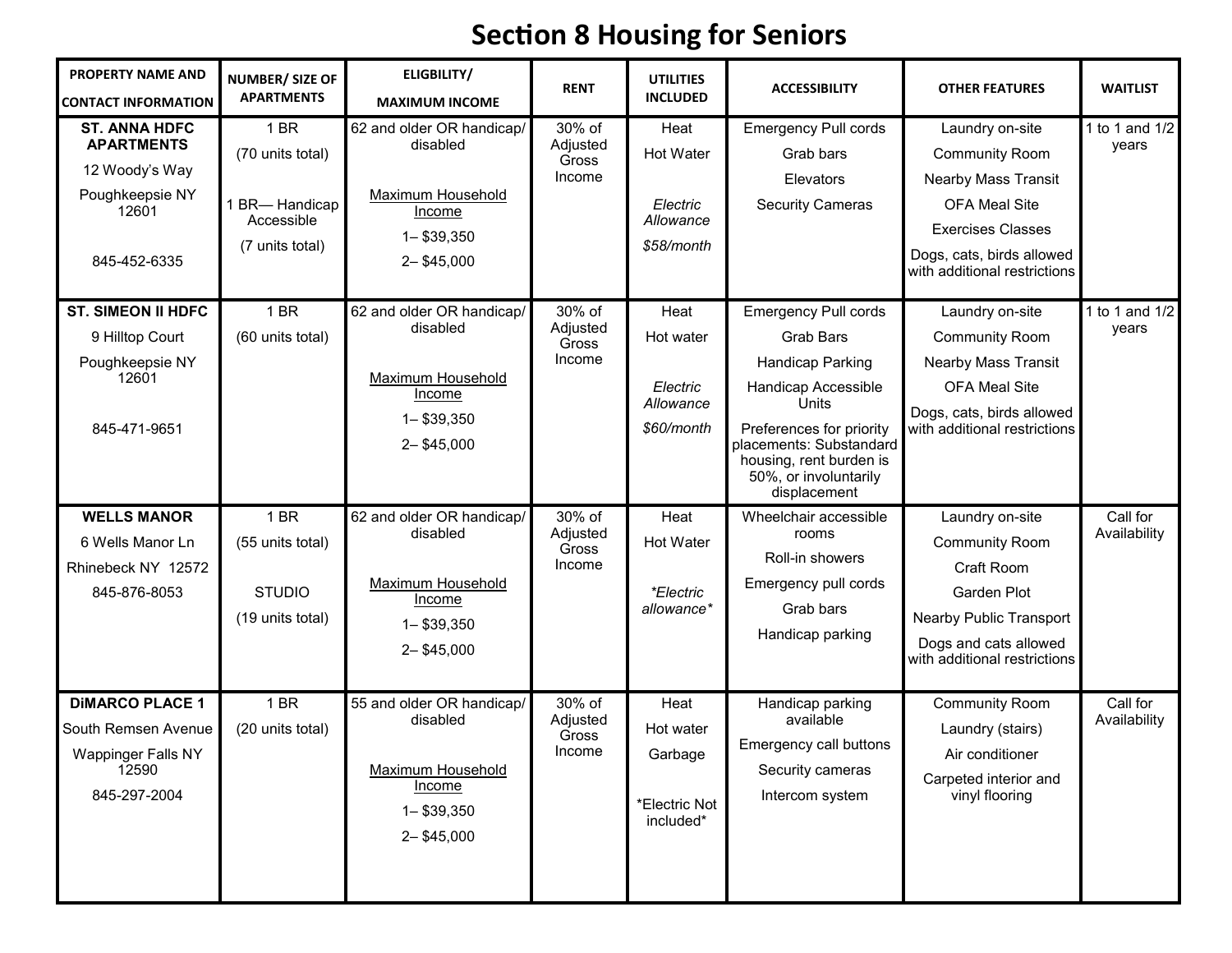# Section 8 Housing for Seniors

| PROPERTY NAME AND CONTACT INFORMATION | NUMBER/ SIZE OF APARTMENTS | ELIGBILITY/ MAXIMUM INCOME | RENT | UTILITIES INCLUDED | ACCESSIBILITY | OTHER FEATURES | WAITLIST |
|---|---|---|---|---|---|---|---|
| **ST. ANNA HDFC APARTMENTS**<br>12 Woody's Way<br>Poughkeepsie NY 12601<br>845-452-6335 | 1 BR<br>(70 units total)<br>1 BR— Handicap Accessible<br>(7 units total) | 62 and older OR handicap/ disabled<br>Maximum Household Income<br>1– $39,350<br>2– $45,000 | 30% of Adjusted Gross Income | Heat<br>Hot Water<br>*Electric Allowance*<br>*$58/month* | Emergency Pull cords<br>Grab bars<br>Elevators<br>Security Cameras | Laundry on-site<br>Community Room<br>Nearby Mass Transit<br>OFA Meal Site<br>Exercises Classes<br>Dogs, cats, birds allowed with additional restrictions | 1 to 1 and 1/2 years |
| **ST. SIMEON II HDFC**<br>9 Hilltop Court<br>Poughkeepsie NY 12601<br>845-471-9651 | 1 BR<br>(60 units total) | 62 and older OR handicap/ disabled<br>Maximum Household Income<br>1– $39,350<br>2– $45,000 | 30% of Adjusted Gross Income | Heat<br>Hot water<br>*Electric Allowance*<br>*$60/month* | Emergency Pull cords<br>Grab Bars<br>Handicap Parking<br>Handicap Accessible Units<br>Preferences for priority placements: Substandard housing, rent burden is 50%, or involuntarily displacement | Laundry on-site<br>Community Room<br>Nearby Mass Transit<br>OFA Meal Site<br>Dogs, cats, birds allowed with additional restrictions | 1 to 1 and 1/2 years |
| **WELLS MANOR**<br>6 Wells Manor Ln<br>Rhinebeck NY 12572<br>845-876-8053 | 1 BR<br>(55 units total)<br>STUDIO<br>(19 units total) | 62 and older OR handicap/ disabled<br>Maximum Household Income<br>1– $39,350<br>2– $45,000 | 30% of Adjusted Gross Income | Heat<br>Hot Water<br>**Electric allowance** | Wheelchair accessible rooms<br>Roll-in showers<br>Emergency pull cords<br>Grab bars<br>Handicap parking | Laundry on-site<br>Community Room<br>Craft Room<br>Garden Plot<br>Nearby Public Transport<br>Dogs and cats allowed with additional restrictions | Call for Availability |
| **DiMARCO PLACE 1**<br>South Remsen Avenue<br>Wappinger Falls NY 12590<br>845-297-2004 | 1 BR<br>(20 units total) | 55 and older OR handicap/ disabled<br>Maximum Household Income<br>1– $39,350<br>2– $45,000 | 30% of Adjusted Gross Income | Heat<br>Hot water<br>Garbage<br>*Electric Not included* | Handicap parking available<br>Emergency call buttons<br>Security cameras<br>Intercom system | Community Room<br>Laundry (stairs)<br>Air conditioner<br>Carpeted interior and vinyl flooring | Call for Availability |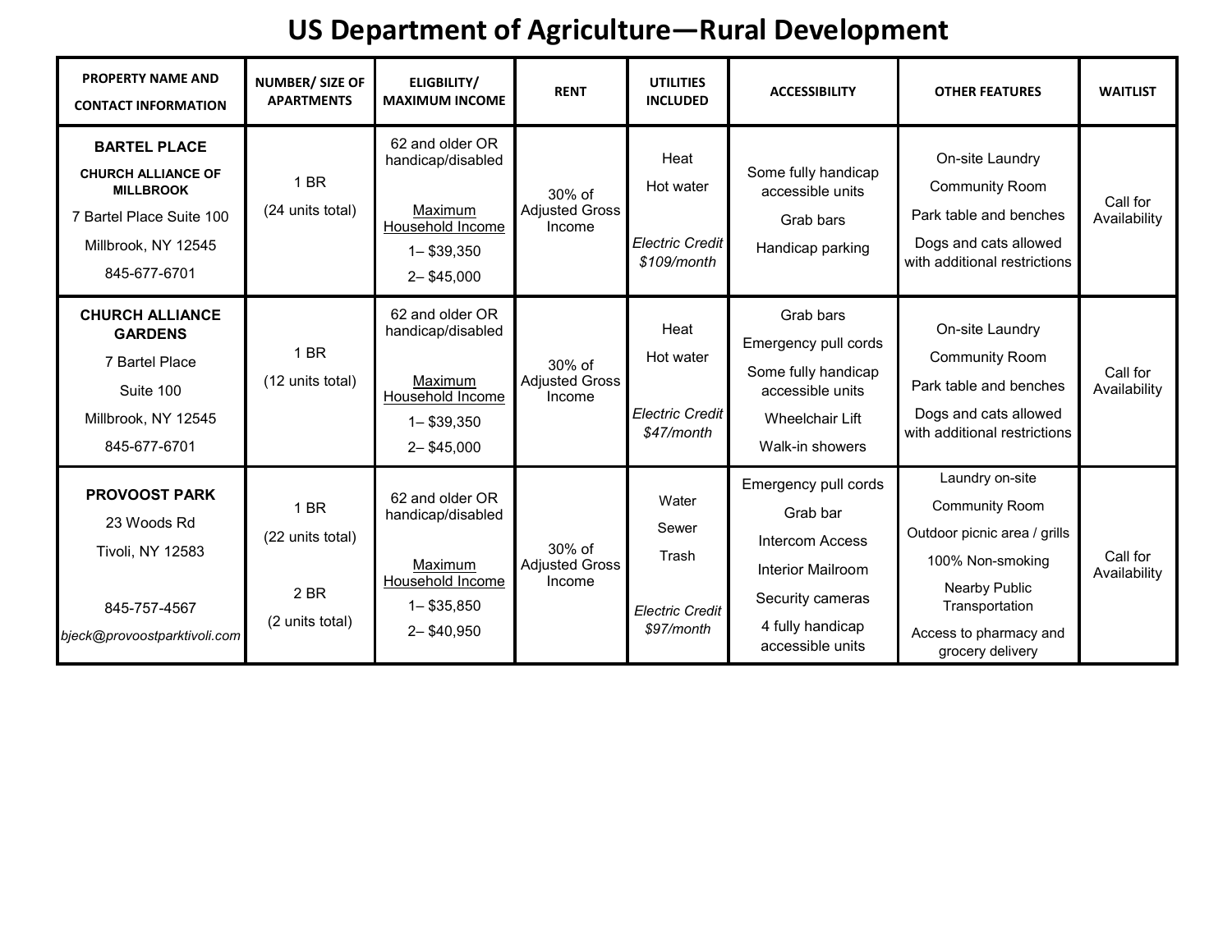# US Department of Agriculture—Rural Development

| PROPERTY NAME AND CONTACT INFORMATION | NUMBER/ SIZE OF APARTMENTS | ELIGBILITY/ MAXIMUM INCOME | RENT | UTILITIES INCLUDED | ACCESSIBILITY | OTHER FEATURES | WAITLIST |
|---|---|---|---|---|---|---|---|
| **BARTEL PLACE**<br>**CHURCH ALLIANCE OF MILLBROOK**<br>7 Bartel Place Suite 100<br>Millbrook, NY 12545<br>845-677-6701 | 1 BR<br>(24 units total) | 62 and older OR handicap/disabled<br><br>Maximum Household Income<br>1– $39,350<br>2– $45,000 | 30% of Adjusted Gross Income | Heat<br>Hot water<br><br>*Electric Credit $109/month* | Some fully handicap accessible units<br>Grab bars<br>Handicap parking | On-site Laundry<br>Community Room<br>Park table and benches<br>Dogs and cats allowed with additional restrictions | Call for Availability |
| **CHURCH ALLIANCE GARDENS**<br>7 Bartel Place<br>Suite 100<br>Millbrook, NY 12545<br>845-677-6701 | 1 BR<br>(12 units total) | 62 and older OR handicap/disabled<br><br>Maximum Household Income<br>1– $39,350<br>2– $45,000 | 30% of Adjusted Gross Income | Heat<br>Hot water<br><br>*Electric Credit $47/month* | Grab bars<br>Emergency pull cords<br>Some fully handicap accessible units<br>Wheelchair Lift<br>Walk-in showers | On-site Laundry<br>Community Room<br>Park table and benches<br>Dogs and cats allowed with additional restrictions | Call for Availability |
| **PROVOOST PARK**<br>23 Woods Rd<br>Tivoli, NY 12583<br><br>845-757-4567<br>*bjeck@provoostparktivoli.com* | 1 BR<br>(22 units total)<br><br>2 BR<br>(2 units total) | 62 and older OR handicap/disabled<br><br>Maximum Household Income<br>1– $35,850<br>2– $40,950 | 30% of Adjusted Gross Income | Water<br>Sewer<br>Trash<br><br>*Electric Credit $97/month* | Emergency pull cords<br>Grab bar<br>Intercom Access<br>Interior Mailroom<br>Security cameras<br>4 fully handicap accessible units | Laundry on-site<br>Community Room<br>Outdoor picnic area / grills<br>100% Non-smoking<br>Nearby Public Transportation<br>Access to pharmacy and grocery delivery | Call for Availability |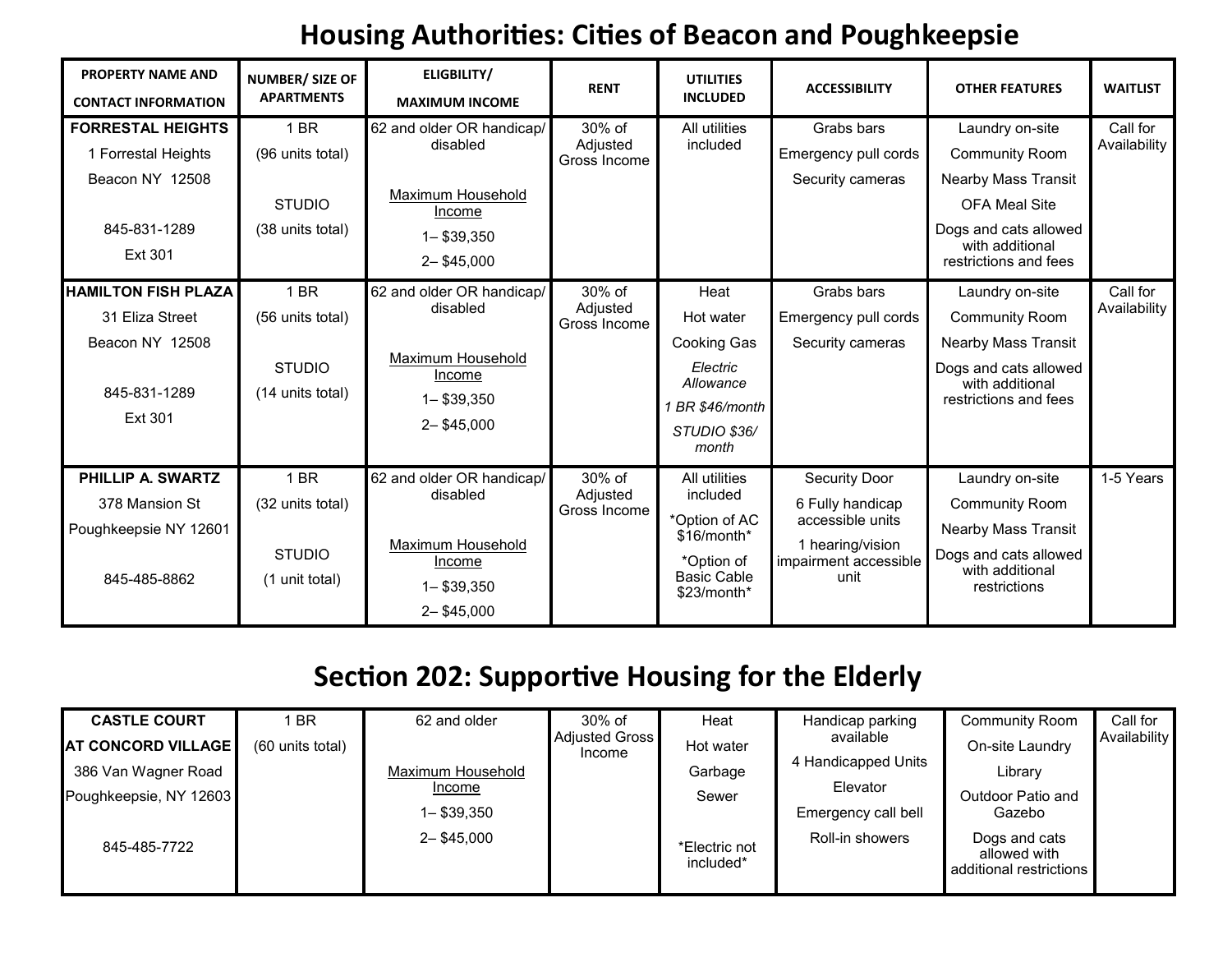# Housing Authorities: Cities of Beacon and Poughkeepsie

| PROPERTY NAME AND CONTACT INFORMATION | NUMBER/ SIZE OF APARTMENTS | ELIGBILITY/ MAXIMUM INCOME | RENT | UTILITIES INCLUDED | ACCESSIBILITY | OTHER FEATURES | WAITLIST |
|---|---|---|---|---|---|---|---|
| **FORRESTAL HEIGHTS**<br>1 Forrestal Heights<br>Beacon NY 12508<br><br>845-831-1289<br>Ext 301 | 1 BR<br>(96 units total)<br><br>STUDIO<br>(38 units total) | 62 and older OR handicap/ disabled<br><br><u>Maximum Household Income</u><br>1– $39,350<br>2– $45,000 | 30% of Adjusted Gross Income | All utilities included | Grabs bars<br>Emergency pull cords<br>Security cameras | Laundry on-site<br>Community Room<br>Nearby Mass Transit<br>OFA Meal Site<br>Dogs and cats allowed with additional restrictions and fees | Call for Availability |
| **HAMILTON FISH PLAZA**<br>31 Eliza Street<br>Beacon NY 12508<br><br>845-831-1289<br>Ext 301 | 1 BR<br>(56 units total)<br><br>STUDIO<br>(14 units total) | 62 and older OR handicap/ disabled<br><br><u>Maximum Household Income</u><br>1– $39,350<br>2– $45,000 | 30% of Adjusted Gross Income | Heat<br>Hot water<br>Cooking Gas<br>*Electric Allowance*<br>*1 BR $46/month*<br>*STUDIO $36/ month* | Grabs bars<br>Emergency pull cords<br>Security cameras | Laundry on-site<br>Community Room<br>Nearby Mass Transit<br>Dogs and cats allowed with additional restrictions and fees | Call for Availability |
| **PHILLIP A. SWARTZ**<br>378 Mansion St<br>Poughkeepsie NY 12601<br><br>845-485-8862 | 1 BR<br>(32 units total)<br><br>STUDIO<br>(1 unit total) | 62 and older OR handicap/ disabled<br><br><u>Maximum Household Income</u><br>1– $39,350<br>2– $45,000 | 30% of Adjusted Gross Income | All utilities included<br>*Option of AC $16/month*<br>*Option of Basic Cable $23/month* | Security Door<br>6 Fully handicap accessible units<br>1 hearing/vision impairment accessible unit | Laundry on-site<br>Community Room<br>Nearby Mass Transit<br>Dogs and cats allowed with additional restrictions | 1-5 Years |

# Section 202: Supportive Housing for the Elderly

| | | | | | | | |
|---|---|---|---|---|---|---|---|
| **CASTLE COURT AT CONCORD VILLAGE**<br>386 Van Wagner Road<br>Poughkeepsie, NY 12603<br><br>845-485-7722 | 1 BR<br>(60 units total) | 62 and older<br><br><u>Maximum Household Income</u><br>1– $39,350<br>2– $45,000 | 30% of Adjusted Gross Income | Heat<br>Hot water<br>Garbage<br>Sewer<br><br>*Electric not included* | Handicap parking available<br>4 Handicapped Units<br>Elevator<br>Emergency call bell<br>Roll-in showers | Community Room<br>On-site Laundry<br>Library<br>Outdoor Patio and Gazebo<br>Dogs and cats allowed with additional restrictions | Call for Availability |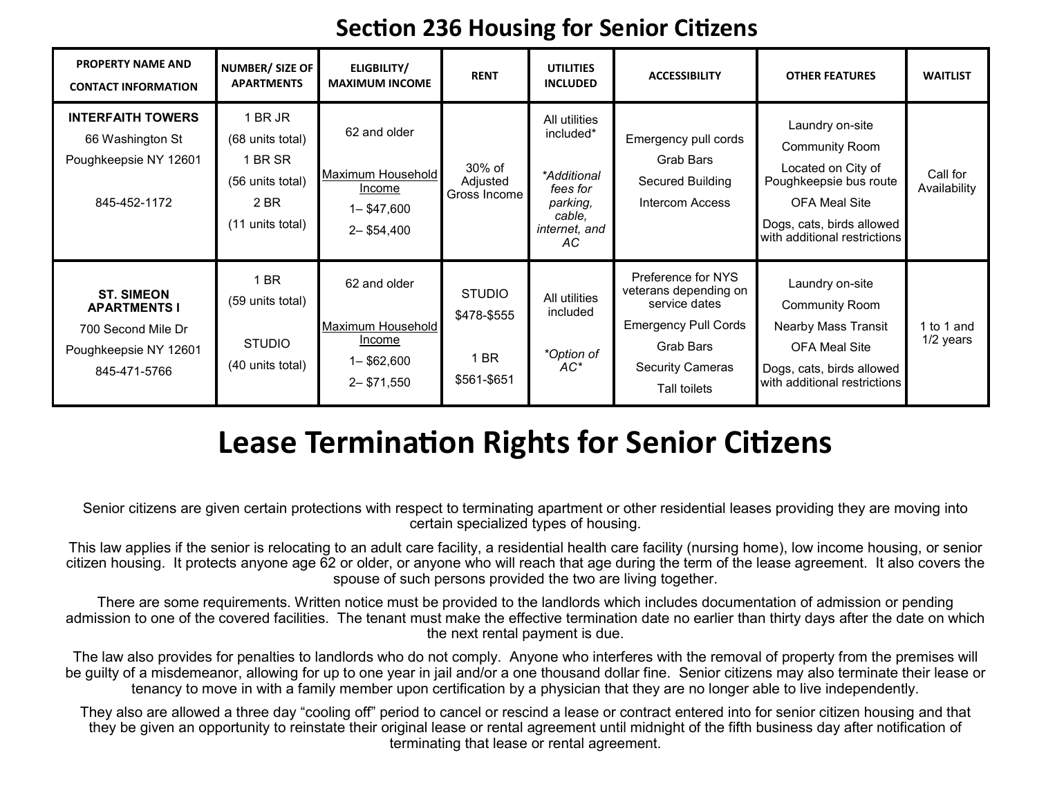# Section 236 Housing for Senior Citizens

| PROPERTY NAME AND CONTACT INFORMATION | NUMBER/ SIZE OF APARTMENTS | ELIGBILITY/ MAXIMUM INCOME | RENT | UTILITIES INCLUDED | ACCESSIBILITY | OTHER FEATURES | WAITLIST |
|---|---|---|---|---|---|---|---|
| **INTERFAITH TOWERS**<br>66 Washington St<br>Poughkeepsie NY 12601<br><br>845-452-1172 | 1 BR JR<br>(68 units total)<br>1 BR SR<br>(56 units total)<br>2 BR<br>(11 units total) | 62 and older<br><br><u>Maximum Household Income</u><br>1– $47,600<br>2– $54,400 | 30% of Adjusted Gross Income | All utilities included*<br><br>*\*Additional fees for parking, cable, internet, and AC* | Emergency pull cords<br>Grab Bars<br>Secured Building<br>Intercom Access | Laundry on-site<br>Community Room<br>Located on City of Poughkeepsie bus route<br>OFA Meal Site<br>Dogs, cats, birds allowed with additional restrictions | Call for Availability |
| **ST. SIMEON APARTMENTS I**<br>700 Second Mile Dr<br>Poughkeepsie NY 12601<br>845-471-5766 | 1 BR<br>(59 units total)<br><br>STUDIO<br>(40 units total) | 62 and older<br><br><u>Maximum Household Income</u><br>1– $62,600<br>2– $71,550 | STUDIO<br>$478-$555<br><br>1 BR<br>$561-$651 | All utilities included<br><br>*\*Option of AC\** | Preference for NYS veterans depending on service dates<br>Emergency Pull Cords<br>Grab Bars<br>Security Cameras<br>Tall toilets | Laundry on-site<br>Community Room<br>Nearby Mass Transit<br>OFA Meal Site<br>Dogs, cats, birds allowed with additional restrictions | 1 to 1 and 1/2 years |

# Lease Termination Rights for Senior Citizens

Senior citizens are given certain protections with respect to terminating apartment or other residential leases providing they are moving into certain specialized types of housing.

This law applies if the senior is relocating to an adult care facility, a residential health care facility (nursing home), low income housing, or senior citizen housing. It protects anyone age 62 or older, or anyone who will reach that age during the term of the lease agreement. It also covers the spouse of such persons provided the two are living together.

There are some requirements. Written notice must be provided to the landlords which includes documentation of admission or pending admission to one of the covered facilities. The tenant must make the effective termination date no earlier than thirty days after the date on which the next rental payment is due.

The law also provides for penalties to landlords who do not comply. Anyone who interferes with the removal of property from the premises will be guilty of a misdemeanor, allowing for up to one year in jail and/or a one thousand dollar fine. Senior citizens may also terminate their lease or tenancy to move in with a family member upon certification by a physician that they are no longer able to live independently.

They also are allowed a three day "cooling off" period to cancel or rescind a lease or contract entered into for senior citizen housing and that they be given an opportunity to reinstate their original lease or rental agreement until midnight of the fifth business day after notification of terminating that lease or rental agreement.